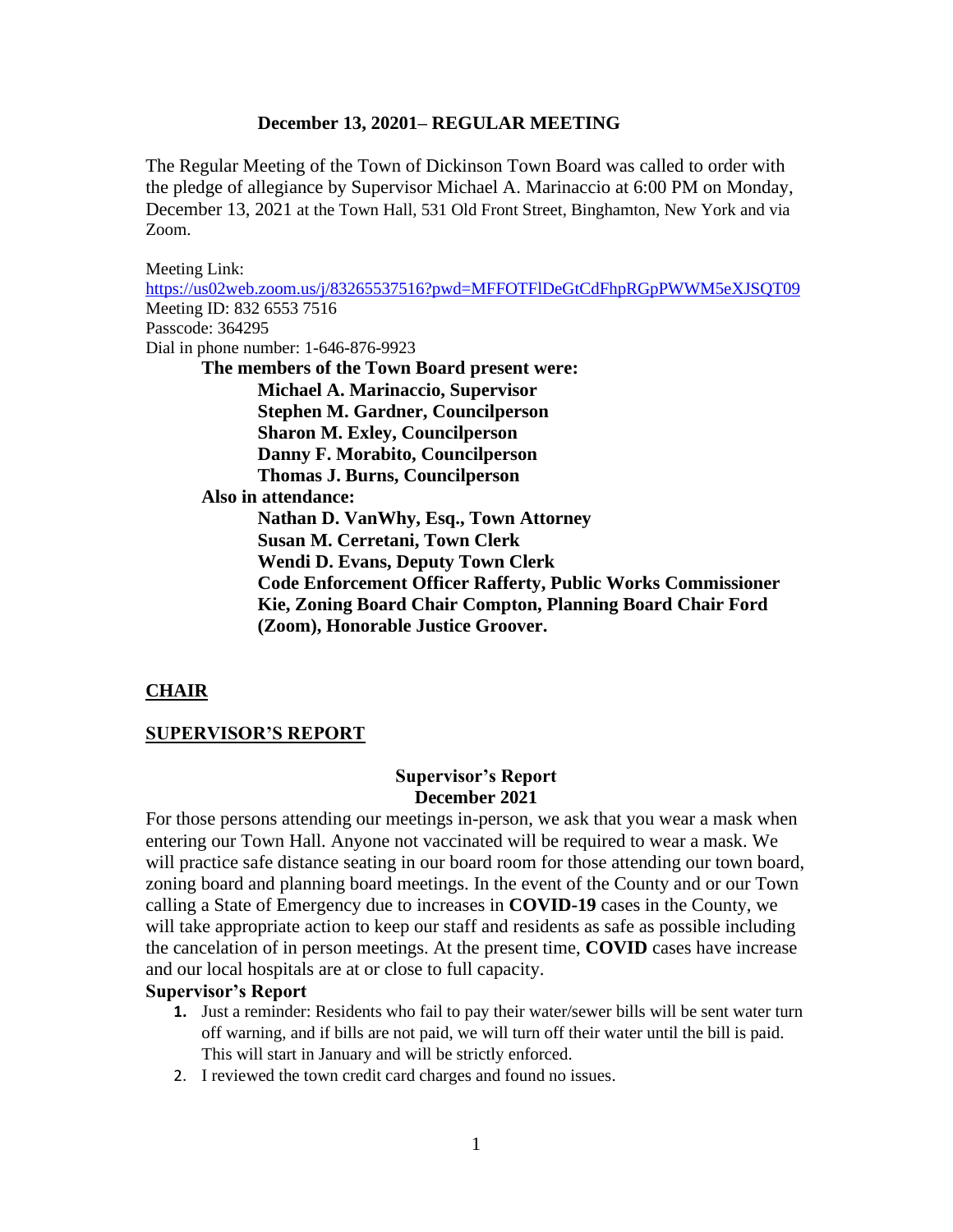**December 13, 20201– REGULAR MEETING**

The Regular Meeting of the Town of Dickinson Town Board was called to order with the pledge of allegiance by Supervisor Michael A. Marinaccio at 6:00 PM on Monday, December 13, 2021 at the Town Hall, 531 Old Front Street, Binghamton, New York and via Zoom.

Meeting Link:
https://us02web.zoom.us/j/83265537516?pwd=MFFOTFlDeGtCdFhpRGpPWWM5eXJSQT09
Meeting ID: 832 6553 7516
Passcode: 364295
Dial in phone number: 1-646-876-9923

**The members of the Town Board present were:**

**Michael A. Marinaccio, Supervisor**
**Stephen M. Gardner, Councilperson**
**Sharon M. Exley, Councilperson**
**Danny F. Morabito, Councilperson**
**Thomas J. Burns, Councilperson**

**Also in attendance:**

**Nathan D. VanWhy, Esq., Town Attorney**
**Susan M. Cerretani, Town Clerk**
**Wendi D. Evans, Deputy Town Clerk**
**Code Enforcement Officer Rafferty, Public Works Commissioner Kie, Zoning Board Chair Compton, Planning Board Chair Ford (Zoom), Honorable Justice Groover.**

## CHAIR

## SUPERVISOR'S REPORT

**Supervisor's Report**
**December 2021**

For those persons attending our meetings in-person, we ask that you wear a mask when entering our Town Hall. Anyone not vaccinated will be required to wear a mask. We will practice safe distance seating in our board room for those attending our town board, zoning board and planning board meetings. In the event of the County and or our Town calling a State of Emergency due to increases in **COVID-19** cases in the County, we will take appropriate action to keep our staff and residents as safe as possible including the cancelation of in person meetings. At the present time, **COVID** cases have increase and our local hospitals are at or close to full capacity.

**Supervisor's Report**

1. Just a reminder: Residents who fail to pay their water/sewer bills will be sent water turn off warning, and if bills are not paid, we will turn off their water until the bill is paid. This will start in January and will be strictly enforced.
2. I reviewed the town credit card charges and found no issues.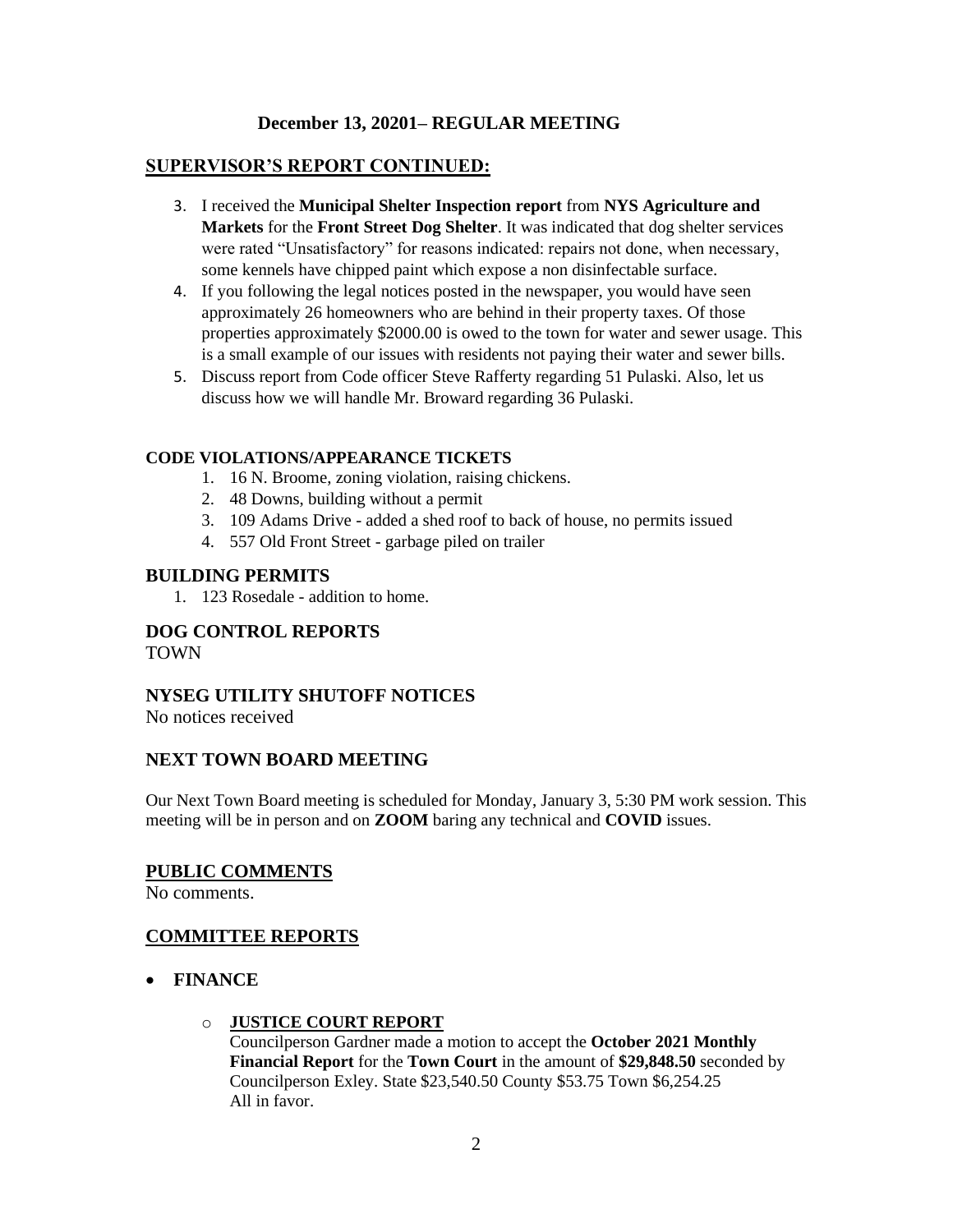**December 13, 20201– REGULAR MEETING**

## SUPERVISOR'S REPORT CONTINUED:

3. I received the **Municipal Shelter Inspection report** from **NYS Agriculture and Markets** for the **Front Street Dog Shelter**. It was indicated that dog shelter services were rated "Unsatisfactory" for reasons indicated: repairs not done, when necessary, some kennels have chipped paint which expose a non disinfectable surface.
4. If you following the legal notices posted in the newspaper, you would have seen approximately 26 homeowners who are behind in their property taxes. Of those properties approximately $2000.00 is owed to the town for water and sewer usage. This is a small example of our issues with residents not paying their water and sewer bills.
5. Discuss report from Code officer Steve Rafferty regarding 51 Pulaski. Also, let us discuss how we will handle Mr. Broward regarding 36 Pulaski.

#### CODE VIOLATIONS/APPEARANCE TICKETS

1. 16 N. Broome, zoning violation, raising chickens.
2. 48 Downs, building without a permit
3. 109 Adams Drive - added a shed roof to back of house, no permits issued
4. 557 Old Front Street - garbage piled on trailer

### BUILDING PERMITS

1. 123 Rosedale - addition to home.

### DOG CONTROL REPORTS

TOWN

### NYSEG UTILITY SHUTOFF NOTICES

No notices received

### NEXT TOWN BOARD MEETING

Our Next Town Board meeting is scheduled for Monday, January 3, 5:30 PM work session. This meeting will be in person and on **ZOOM** baring any technical and **COVID** issues.

## PUBLIC COMMENTS

No comments.

## COMMITTEE REPORTS

- **FINANCE**
  - **JUSTICE COURT REPORT**
    Councilperson Gardner made a motion to accept the **October 2021 Monthly Financial Report** for the **Town Court** in the amount of **$29,848.50** seconded by Councilperson Exley. State $23,540.50 County $53.75 Town $6,254.25
    All in favor.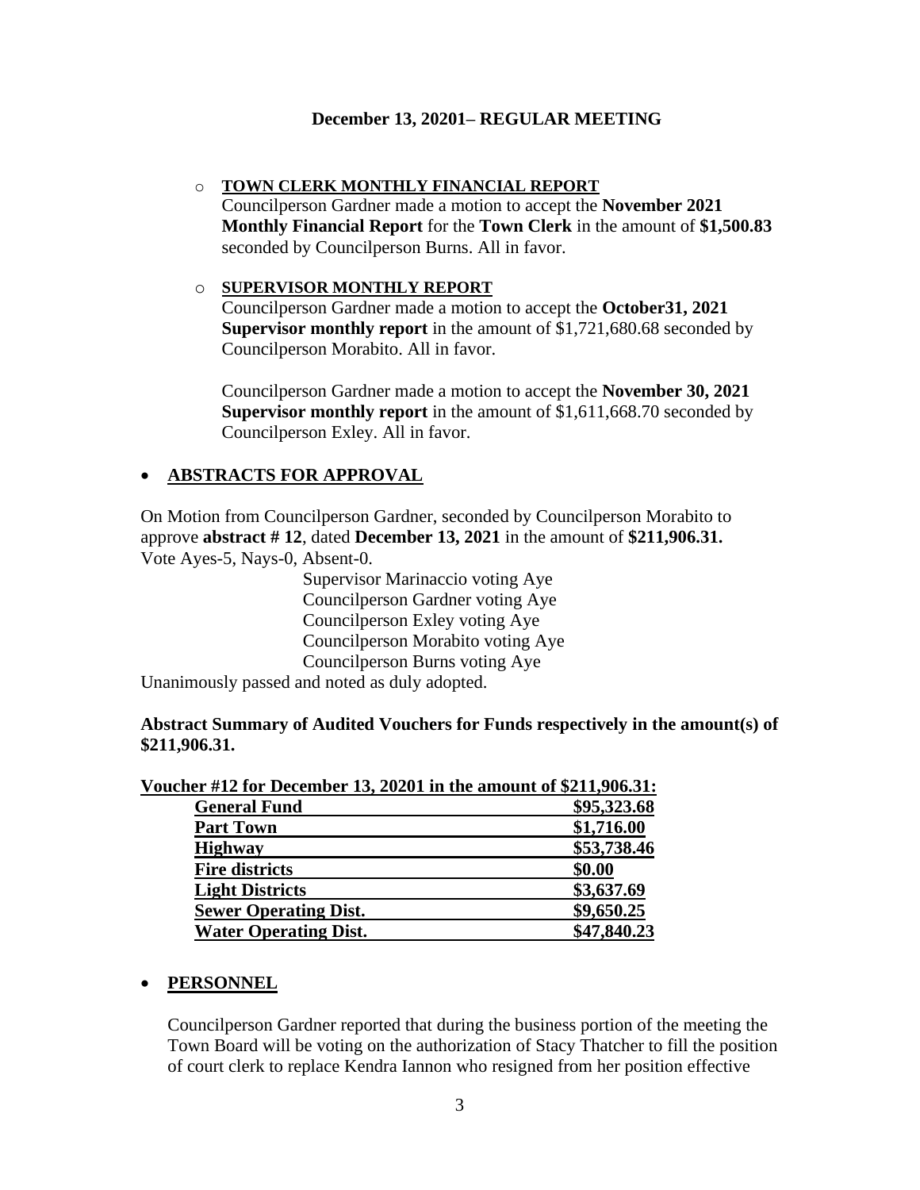**December 13, 20201– REGULAR MEETING**

- **TOWN CLERK MONTHLY FINANCIAL REPORT**
  Councilperson Gardner made a motion to accept the **November 2021 Monthly Financial Report** for the **Town Clerk** in the amount of **$1,500.83** seconded by Councilperson Burns. All in favor.

- **SUPERVISOR MONTHLY REPORT**
  Councilperson Gardner made a motion to accept the **October31, 2021 Supervisor monthly report** in the amount of $1,721,680.68 seconded by Councilperson Morabito. All in favor.

  Councilperson Gardner made a motion to accept the **November 30, 2021 Supervisor monthly report** in the amount of $1,611,668.70 seconded by Councilperson Exley. All in favor.

- **ABSTRACTS FOR APPROVAL**

On Motion from Councilperson Gardner, seconded by Councilperson Morabito to approve **abstract # 12**, dated **December 13, 2021** in the amount of **$211,906.31.**
Vote Ayes-5, Nays-0, Absent-0.

Supervisor Marinaccio voting Aye
Councilperson Gardner voting Aye
Councilperson Exley voting Aye
Councilperson Morabito voting Aye
Councilperson Burns voting Aye

Unanimously passed and noted as duly adopted.

**Abstract Summary of Audited Vouchers for Funds respectively in the amount(s) of $211,906.31.**

**Voucher #12 for December 13, 20201 in the amount of $211,906.31:**

| Fund | Amount |
|---|---|
| **General Fund** | **$95,323.68** |
| **Part Town** | **$1,716.00** |
| **Highway** | **$53,738.46** |
| **Fire districts** | **$0.00** |
| **Light Districts** | **$3,637.69** |
| **Sewer Operating Dist.** | **$9,650.25** |
| **Water Operating Dist.** | **$47,840.23** |

- **PERSONNEL**

  Councilperson Gardner reported that during the business portion of the meeting the Town Board will be voting on the authorization of Stacy Thatcher to fill the position of court clerk to replace Kendra Iannon who resigned from her position effective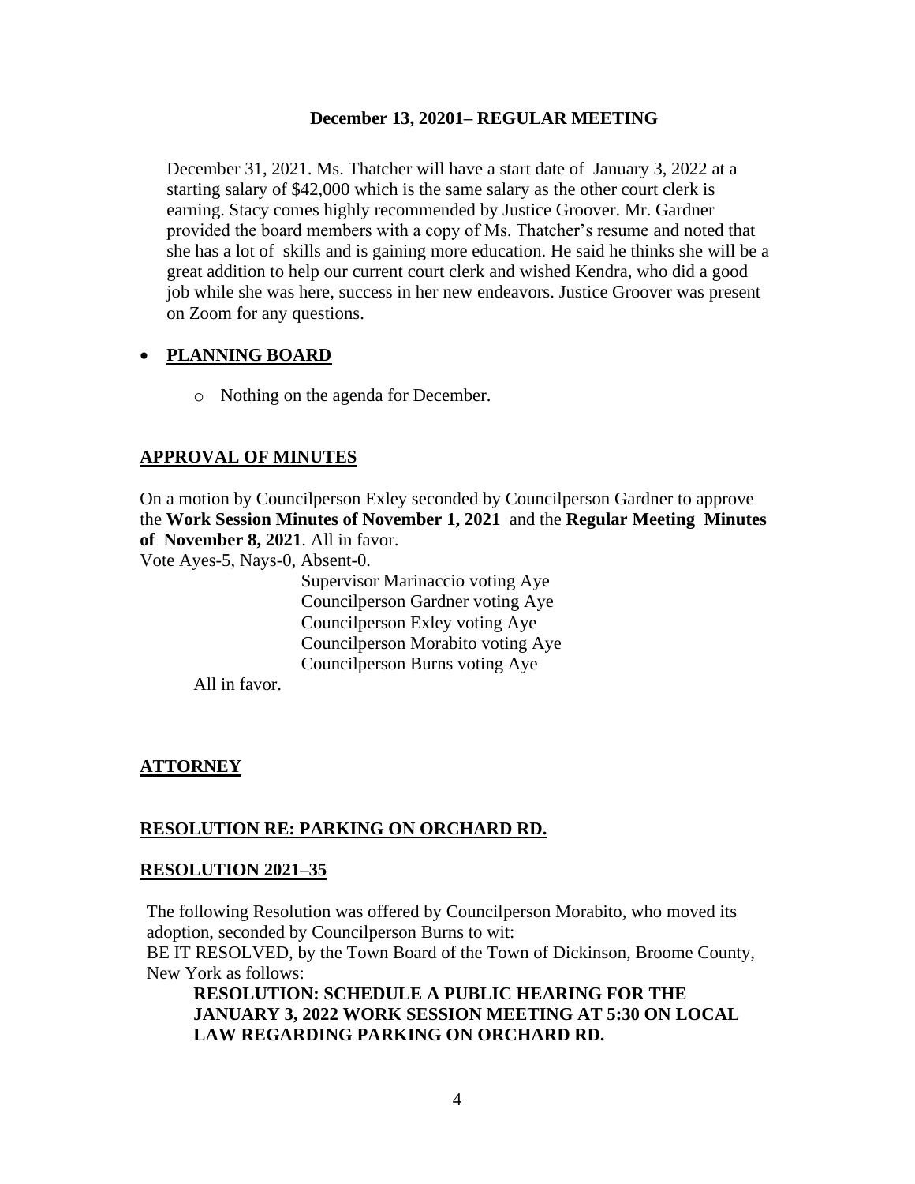December 31, 2021. Ms. Thatcher will have a start date of January 3, 2022 at a starting salary of $42,000 which is the same salary as the other court clerk is earning. Stacy comes highly recommended by Justice Groover. Mr. Gardner provided the board members with a copy of Ms. Thatcher's resume and noted that she has a lot of skills and is gaining more education. He said he thinks she will be a great addition to help our current court clerk and wished Kendra, who did a good job while she was here, success in her new endeavors. Justice Groover was present on Zoom for any questions.

- **PLANNING BOARD**
  - Nothing on the agenda for December.

## APPROVAL OF MINUTES

On a motion by Councilperson Exley seconded by Councilperson Gardner to approve the **Work Session Minutes of November 1, 2021** and the **Regular Meeting Minutes of November 8, 2021**. All in favor.

Vote Ayes-5, Nays-0, Absent-0.

Supervisor Marinaccio voting Aye
Councilperson Gardner voting Aye
Councilperson Exley voting Aye
Councilperson Morabito voting Aye
Councilperson Burns voting Aye

All in favor.

## ATTORNEY

## RESOLUTION RE: PARKING ON ORCHARD RD.

## RESOLUTION 2021–35

The following Resolution was offered by Councilperson Morabito, who moved its adoption, seconded by Councilperson Burns to wit:

BE IT RESOLVED, by the Town Board of the Town of Dickinson, Broome County, New York as follows:

**RESOLUTION: SCHEDULE A PUBLIC HEARING FOR THE JANUARY 3, 2022 WORK SESSION MEETING AT 5:30 ON LOCAL LAW REGARDING PARKING ON ORCHARD RD.**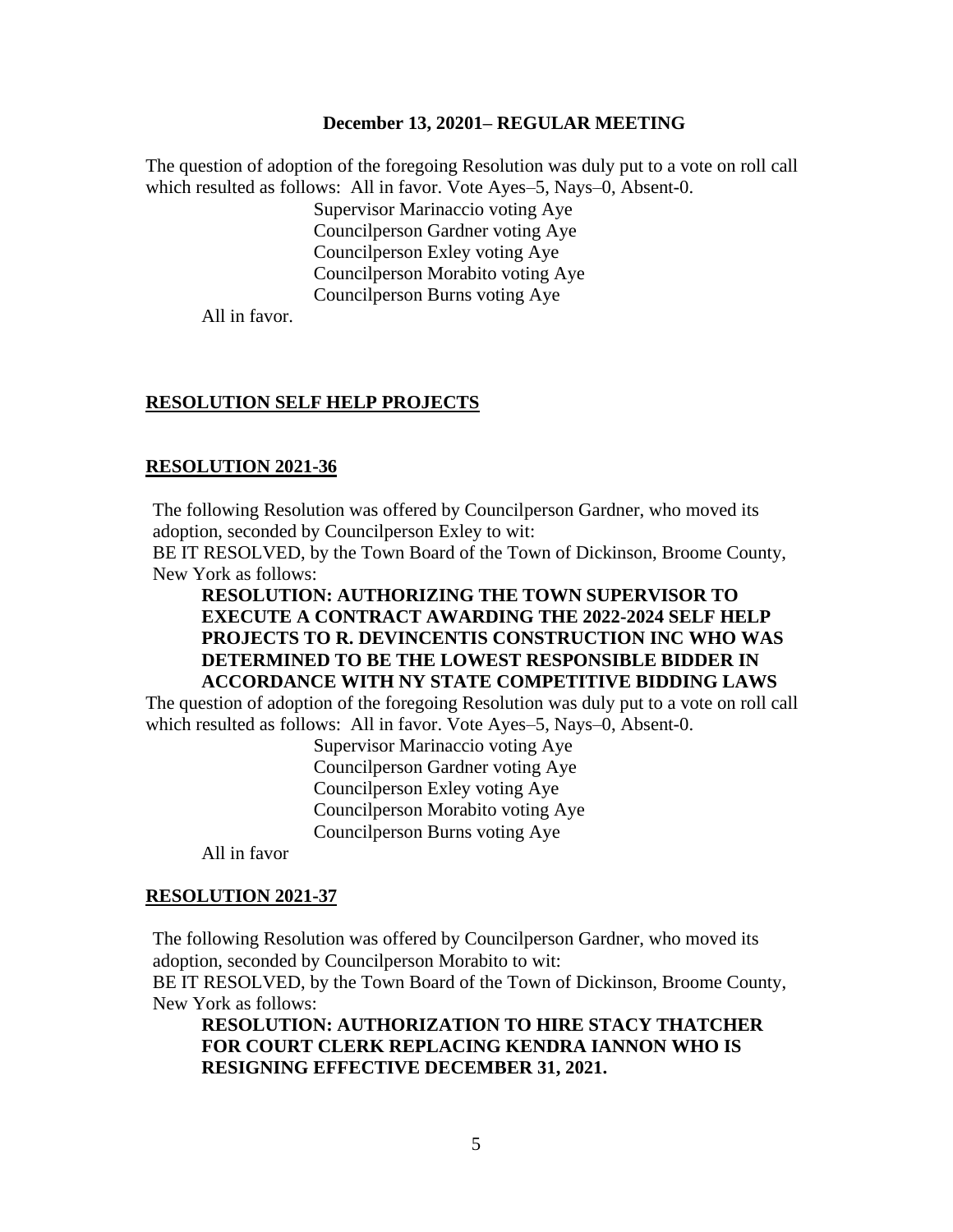**December 13, 20201– REGULAR MEETING**

The question of adoption of the foregoing Resolution was duly put to a vote on roll call which resulted as follows: All in favor. Vote Ayes–5, Nays–0, Absent-0.

Supervisor Marinaccio voting Aye
Councilperson Gardner voting Aye
Councilperson Exley voting Aye
Councilperson Morabito voting Aye
Councilperson Burns voting Aye

All in favor.

## RESOLUTION SELF HELP PROJECTS

## RESOLUTION 2021-36

The following Resolution was offered by Councilperson Gardner, who moved its adoption, seconded by Councilperson Exley to wit:
BE IT RESOLVED, by the Town Board of the Town of Dickinson, Broome County, New York as follows:

**RESOLUTION: AUTHORIZING THE TOWN SUPERVISOR TO EXECUTE A CONTRACT AWARDING THE 2022-2024 SELF HELP PROJECTS TO R. DEVINCENTIS CONSTRUCTION INC WHO WAS DETERMINED TO BE THE LOWEST RESPONSIBLE BIDDER IN ACCORDANCE WITH NY STATE COMPETITIVE BIDDING LAWS**

The question of adoption of the foregoing Resolution was duly put to a vote on roll call which resulted as follows: All in favor. Vote Ayes–5, Nays–0, Absent-0.

Supervisor Marinaccio voting Aye
Councilperson Gardner voting Aye
Councilperson Exley voting Aye
Councilperson Morabito voting Aye
Councilperson Burns voting Aye

All in favor

## RESOLUTION 2021-37

The following Resolution was offered by Councilperson Gardner, who moved its adoption, seconded by Councilperson Morabito to wit:
BE IT RESOLVED, by the Town Board of the Town of Dickinson, Broome County, New York as follows:

**RESOLUTION: AUTHORIZATION TO HIRE STACY THATCHER FOR COURT CLERK REPLACING KENDRA IANNON WHO IS RESIGNING EFFECTIVE DECEMBER 31, 2021.**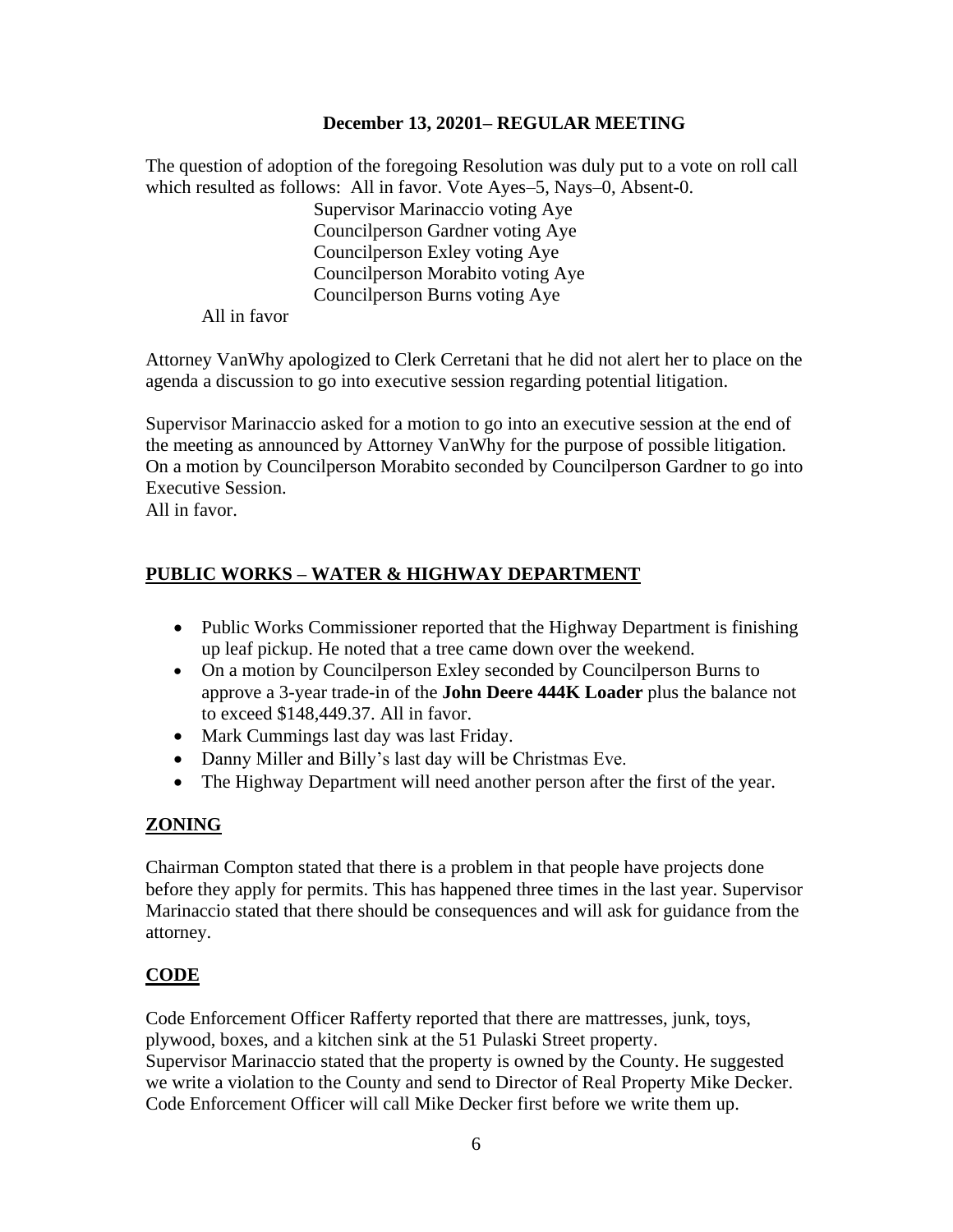**December 13, 20201– REGULAR MEETING**

The question of adoption of the foregoing Resolution was duly put to a vote on roll call which resulted as follows: All in favor. Vote Ayes–5, Nays–0, Absent-0.

Supervisor Marinaccio voting Aye
Councilperson Gardner voting Aye
Councilperson Exley voting Aye
Councilperson Morabito voting Aye
Councilperson Burns voting Aye

All in favor

Attorney VanWhy apologized to Clerk Cerretani that he did not alert her to place on the agenda a discussion to go into executive session regarding potential litigation.

Supervisor Marinaccio asked for a motion to go into an executive session at the end of the meeting as announced by Attorney VanWhy for the purpose of possible litigation. On a motion by Councilperson Morabito seconded by Councilperson Gardner to go into Executive Session.
All in favor.

## PUBLIC WORKS – WATER & HIGHWAY DEPARTMENT

- Public Works Commissioner reported that the Highway Department is finishing up leaf pickup. He noted that a tree came down over the weekend.
- On a motion by Councilperson Exley seconded by Councilperson Burns to approve a 3-year trade-in of the **John Deere 444K Loader** plus the balance not to exceed $148,449.37. All in favor.
- Mark Cummings last day was last Friday.
- Danny Miller and Billy's last day will be Christmas Eve.
- The Highway Department will need another person after the first of the year.

## ZONING

Chairman Compton stated that there is a problem in that people have projects done before they apply for permits. This has happened three times in the last year. Supervisor Marinaccio stated that there should be consequences and will ask for guidance from the attorney.

## CODE

Code Enforcement Officer Rafferty reported that there are mattresses, junk, toys, plywood, boxes, and a kitchen sink at the 51 Pulaski Street property.
Supervisor Marinaccio stated that the property is owned by the County. He suggested we write a violation to the County and send to Director of Real Property Mike Decker. Code Enforcement Officer will call Mike Decker first before we write them up.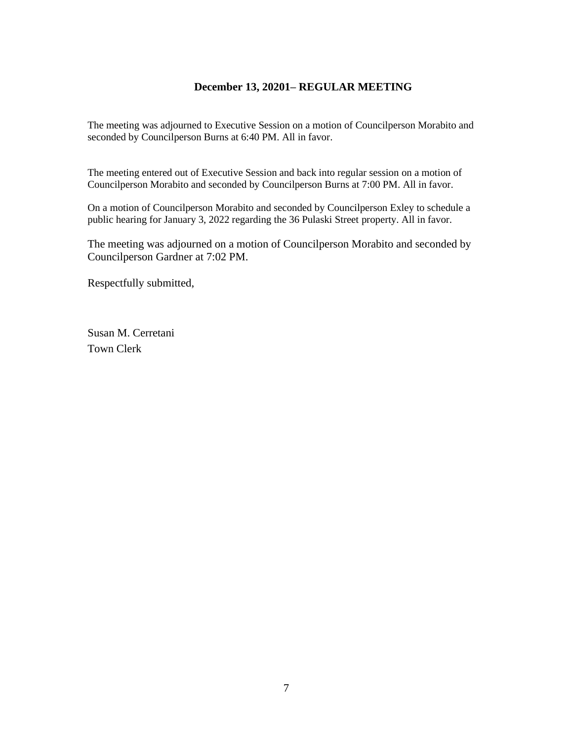**December 13, 20201– REGULAR MEETING**

The meeting was adjourned to Executive Session on a motion of Councilperson Morabito and seconded by Councilperson Burns at 6:40 PM. All in favor.

The meeting entered out of Executive Session and back into regular session on a motion of Councilperson Morabito and seconded by Councilperson Burns at 7:00 PM. All in favor.

On a motion of Councilperson Morabito and seconded by Councilperson Exley to schedule a public hearing for January 3, 2022 regarding the 36 Pulaski Street property. All in favor.

The meeting was adjourned on a motion of Councilperson Morabito and seconded by Councilperson Gardner at 7:02 PM.

Respectfully submitted,

Susan M. Cerretani
Town Clerk